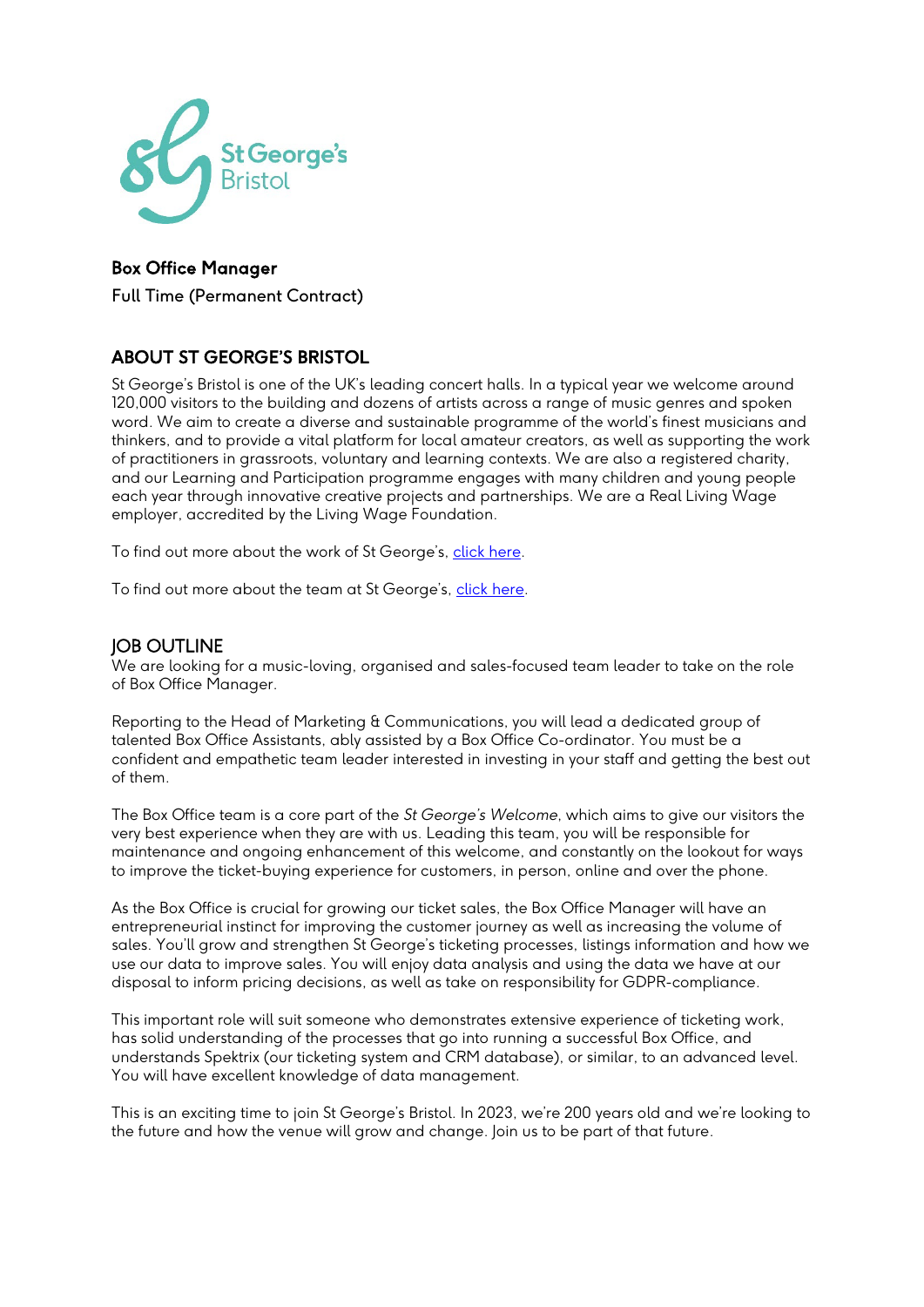St George's Bristol

**Box Office Manager**

Full Time (Permanent Contract)

## ABOUT ST GEORGE'S BRISTOL

St George's Bristol is one of the UK's leading concert halls. In a typical year we welcome around 120,000 visitors to the building and dozens of artists across a range of music genres and spoken word. We aim to create a diverse and sustainable programme of the world's finest musicians and thinkers, and to provide a vital platform for local amateur creators, as well as supporting the work of practitioners in grassroots, voluntary and learning contexts. We are also a registered charity, and our Learning and Participation programme engages with many children and young people each year through innovative creative projects and partnerships. We are a Real Living Wage employer, accredited by the Living Wage Foundation.

To find out more about the work of St George's, click here.

To find out more about the team at St George's, click here.

## JOB OUTLINE

We are looking for a music-loving, organised and sales-focused team leader to take on the role of Box Office Manager.

Reporting to the Head of Marketing & Communications, you will lead a dedicated group of talented Box Office Assistants, ably assisted by a Box Office Co-ordinator. You must be a confident and empathetic team leader interested in investing in your staff and getting the best out of them.

The Box Office team is a core part of the *St George's Welcome*, which aims to give our visitors the very best experience when they are with us. Leading this team, you will be responsible for maintenance and ongoing enhancement of this welcome, and constantly on the lookout for ways to improve the ticket-buying experience for customers, in person, online and over the phone.

As the Box Office is crucial for growing our ticket sales, the Box Office Manager will have an entrepreneurial instinct for improving the customer journey as well as increasing the volume of sales. You'll grow and strengthen St George's ticketing processes, listings information and how we use our data to improve sales. You will enjoy data analysis and using the data we have at our disposal to inform pricing decisions, as well as take on responsibility for GDPR-compliance.

This important role will suit someone who demonstrates extensive experience of ticketing work, has solid understanding of the processes that go into running a successful Box Office, and understands Spektrix (our ticketing system and CRM database), or similar, to an advanced level. You will have excellent knowledge of data management.

This is an exciting time to join St George's Bristol. In 2023, we're 200 years old and we're looking to the future and how the venue will grow and change. Join us to be part of that future.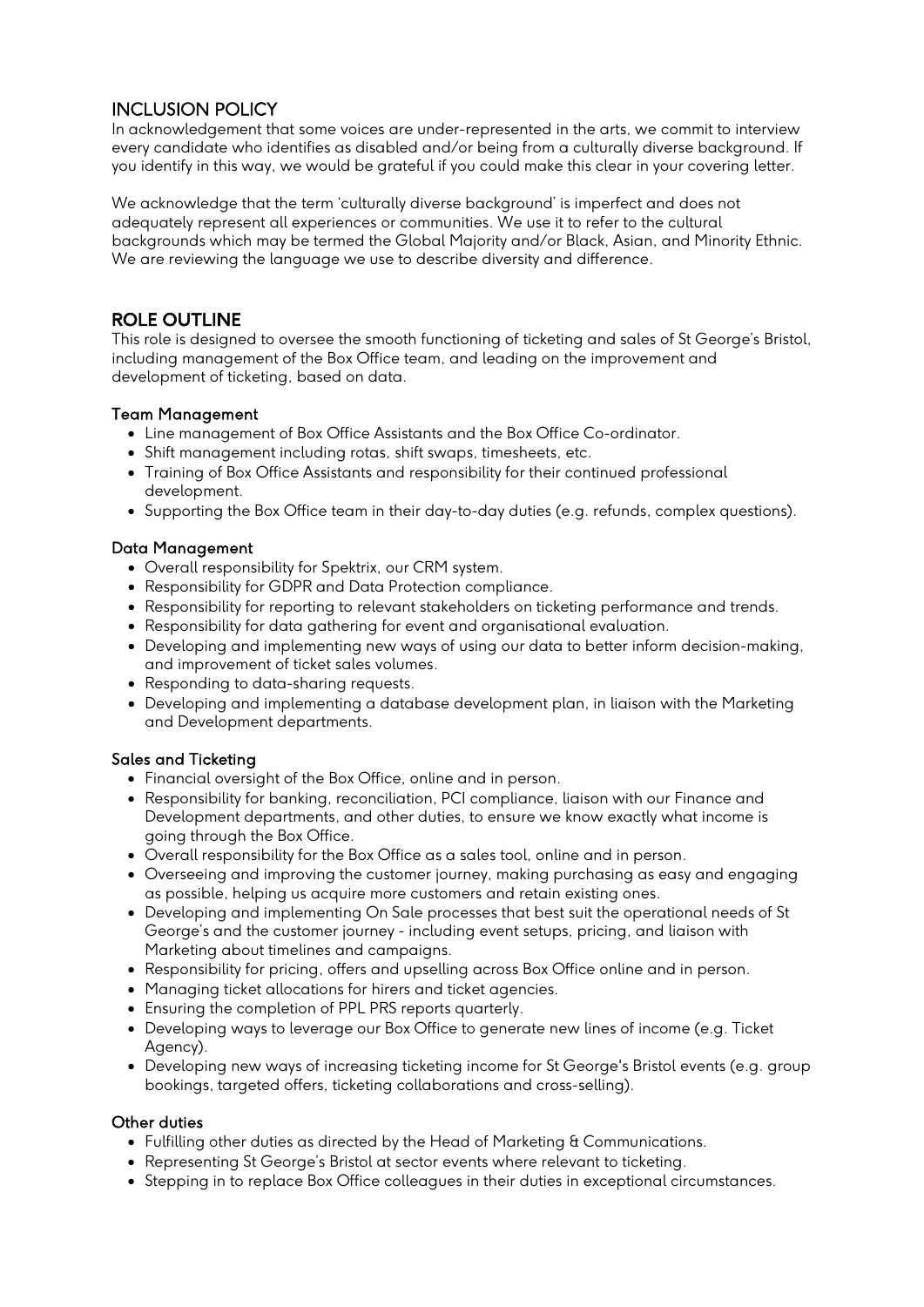## INCLUSION POLICY

In acknowledgement that some voices are under-represented in the arts, we commit to interview every candidate who identifies as disabled and/or being from a culturally diverse background. If you identify in this way, we would be grateful if you could make this clear in your covering letter.

We acknowledge that the term 'culturally diverse background' is imperfect and does not adequately represent all experiences or communities. We use it to refer to the cultural backgrounds which may be termed the Global Majority and/or Black, Asian, and Minority Ethnic. We are reviewing the language we use to describe diversity and difference.

## ROLE OUTLINE

This role is designed to oversee the smooth functioning of ticketing and sales of St George's Bristol, including management of the Box Office team, and leading on the improvement and development of ticketing, based on data.

### Team Management

- Line management of Box Office Assistants and the Box Office Co-ordinator.
- Shift management including rotas, shift swaps, timesheets, etc.
- Training of Box Office Assistants and responsibility for their continued professional development.
- Supporting the Box Office team in their day-to-day duties (e.g. refunds, complex questions).

### Data Management

- Overall responsibility for Spektrix, our CRM system.
- Responsibility for GDPR and Data Protection compliance.
- Responsibility for reporting to relevant stakeholders on ticketing performance and trends.
- Responsibility for data gathering for event and organisational evaluation.
- Developing and implementing new ways of using our data to better inform decision-making, and improvement of ticket sales volumes.
- Responding to data-sharing requests.
- Developing and implementing a database development plan, in liaison with the Marketing and Development departments.

### Sales and Ticketing

- Financial oversight of the Box Office, online and in person.
- Responsibility for banking, reconciliation, PCI compliance, liaison with our Finance and Development departments, and other duties, to ensure we know exactly what income is going through the Box Office.
- Overall responsibility for the Box Office as a sales tool, online and in person.
- Overseeing and improving the customer journey, making purchasing as easy and engaging as possible, helping us acquire more customers and retain existing ones.
- Developing and implementing On Sale processes that best suit the operational needs of St George's and the customer journey - including event setups, pricing, and liaison with Marketing about timelines and campaigns.
- Responsibility for pricing, offers and upselling across Box Office online and in person.
- Managing ticket allocations for hirers and ticket agencies.
- Ensuring the completion of PPL PRS reports quarterly.
- Developing ways to leverage our Box Office to generate new lines of income (e.g. Ticket Agency).
- Developing new ways of increasing ticketing income for St George's Bristol events (e.g. group bookings, targeted offers, ticketing collaborations and cross-selling).

### Other duties

- Fulfilling other duties as directed by the Head of Marketing & Communications.
- Representing St George's Bristol at sector events where relevant to ticketing.
- Stepping in to replace Box Office colleagues in their duties in exceptional circumstances.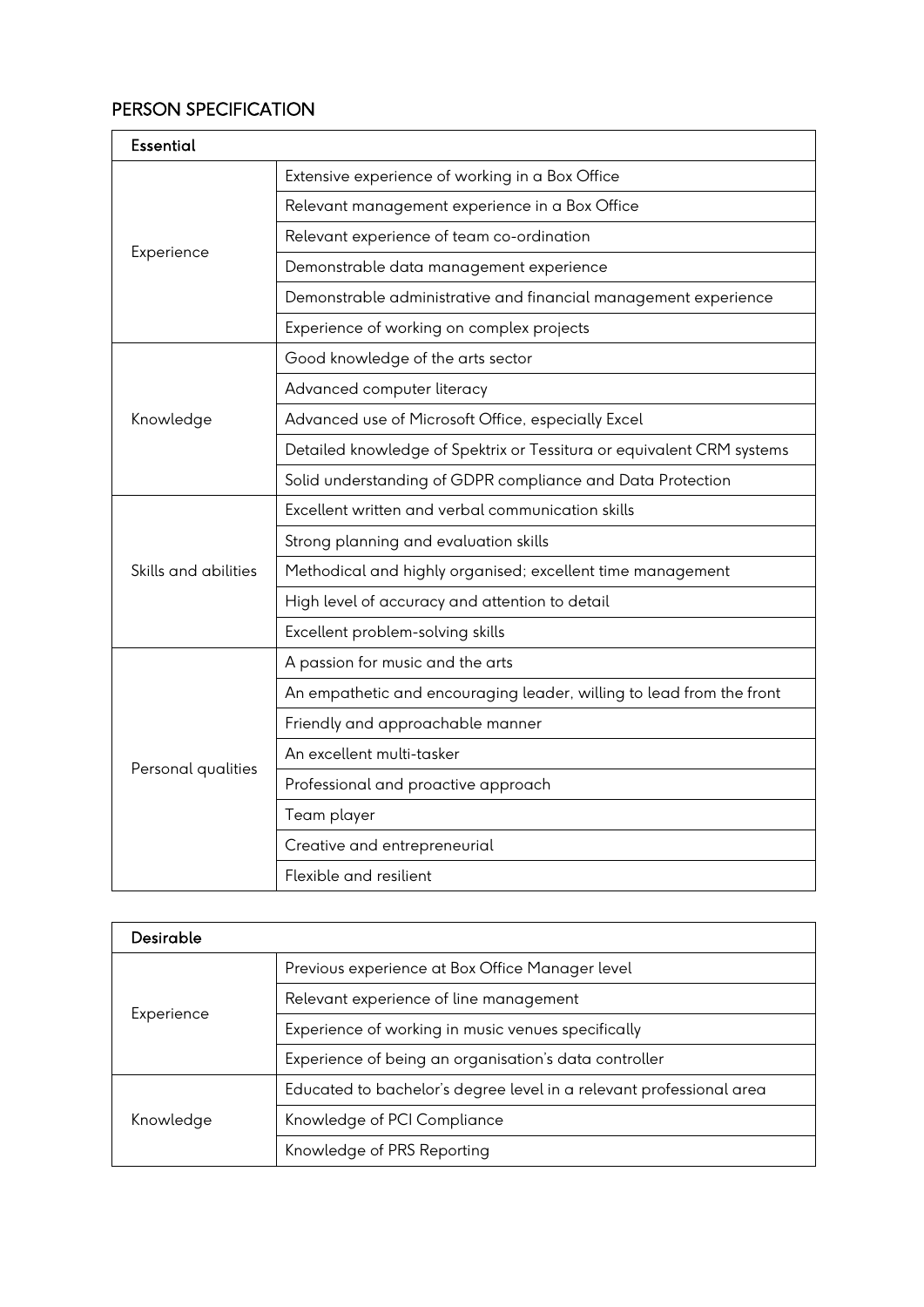## PERSON SPECIFICATION

| Essential | |
|---|---|
| Experience | Extensive experience of working in a Box Office |
| | Relevant management experience in a Box Office |
| | Relevant experience of team co-ordination |
| | Demonstrable data management experience |
| | Demonstrable administrative and financial management experience |
| | Experience of working on complex projects |
| Knowledge | Good knowledge of the arts sector |
| | Advanced computer literacy |
| | Advanced use of Microsoft Office, especially Excel |
| | Detailed knowledge of Spektrix or Tessitura or equivalent CRM systems |
| | Solid understanding of GDPR compliance and Data Protection |
| Skills and abilities | Excellent written and verbal communication skills |
| | Strong planning and evaluation skills |
| | Methodical and highly organised; excellent time management |
| | High level of accuracy and attention to detail |
| | Excellent problem-solving skills |
| Personal qualities | A passion for music and the arts |
| | An empathetic and encouraging leader, willing to lead from the front |
| | Friendly and approachable manner |
| | An excellent multi-tasker |
| | Professional and proactive approach |
| | Team player |
| | Creative and entrepreneurial |
| | Flexible and resilient |

| Desirable | |
|---|---|
| Experience | Previous experience at Box Office Manager level |
| | Relevant experience of line management |
| | Experience of working in music venues specifically |
| | Experience of being an organisation's data controller |
| Knowledge | Educated to bachelor's degree level in a relevant professional area |
| | Knowledge of PCI Compliance |
| | Knowledge of PRS Reporting |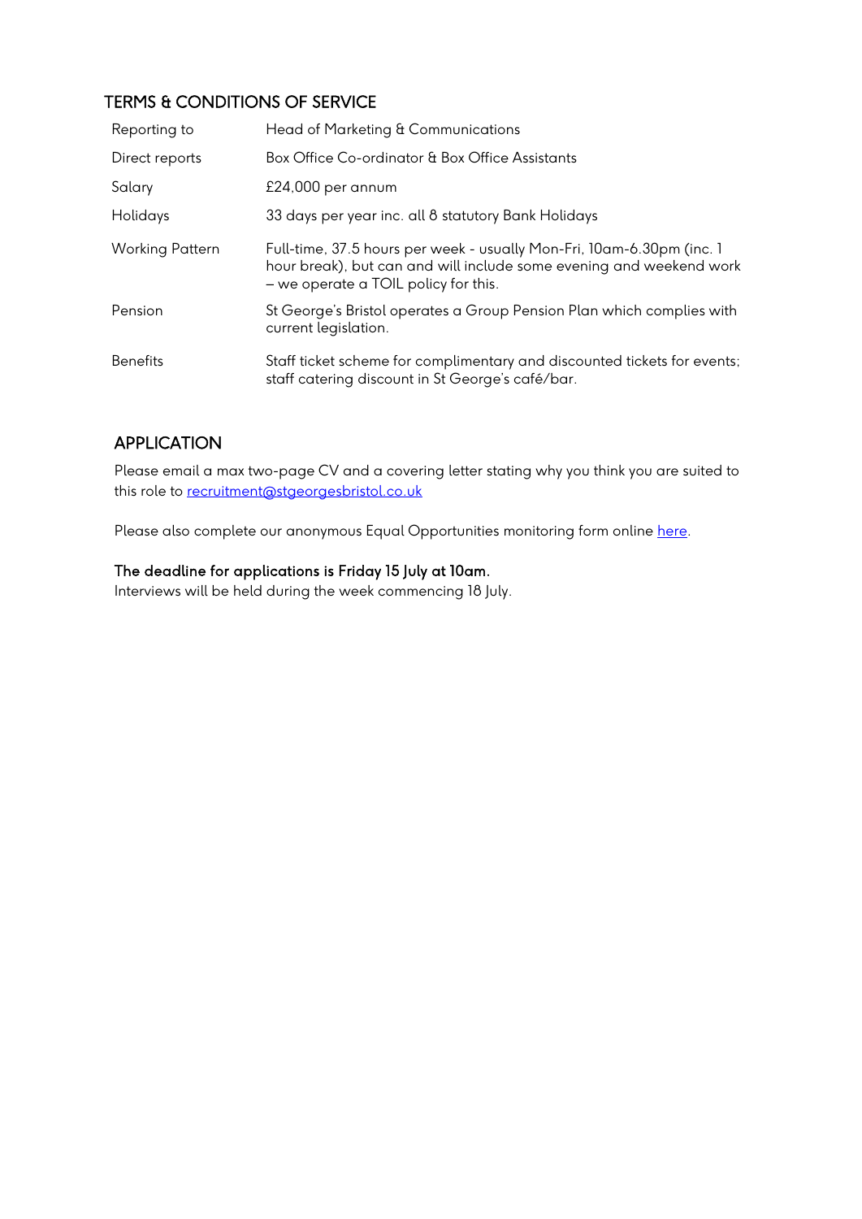## TERMS & CONDITIONS OF SERVICE

| | |
|---|---|
| Reporting to | Head of Marketing & Communications |
| Direct reports | Box Office Co-ordinator & Box Office Assistants |
| Salary | £24,000 per annum |
| Holidays | 33 days per year inc. all 8 statutory Bank Holidays |
| Working Pattern | Full-time, 37.5 hours per week - usually Mon-Fri, 10am-6.30pm (inc. 1 hour break), but can and will include some evening and weekend work – we operate a TOIL policy for this. |
| Pension | St George's Bristol operates a Group Pension Plan which complies with current legislation. |
| Benefits | Staff ticket scheme for complimentary and discounted tickets for events; staff catering discount in St George's café/bar. |

## APPLICATION

Please email a max two-page CV and a covering letter stating why you think you are suited to this role to recruitment@stgeorgesbristol.co.uk

Please also complete our anonymous Equal Opportunities monitoring form online here.

**The deadline for applications is Friday 15 July at 10am.**
Interviews will be held during the week commencing 18 July.